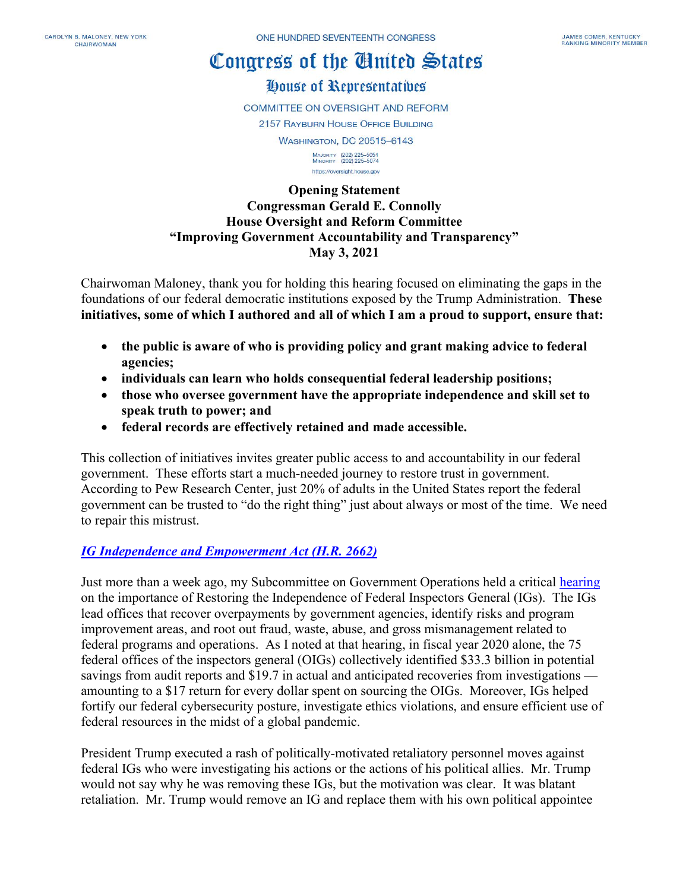CAROLYN B. MALONEY, NEW YORK
CHAIRWOMAN

ONE HUNDRED SEVENTEENTH CONGRESS

JAMES COMER, KENTUCKY
RANKING MINORITY MEMBER

# Congress of the United States

## House of Representatives

COMMITTEE ON OVERSIGHT AND REFORM

2157 RAYBURN HOUSE OFFICE BUILDING

WASHINGTON, DC 20515–6143

MAJORITY (202) 225–5051
MINORITY (202) 225–5074

https://oversight.house.gov

**Opening Statement**
**Congressman Gerald E. Connolly**
**House Oversight and Reform Committee**
**"Improving Government Accountability and Transparency"**
**May 3, 2021**

Chairwoman Maloney, thank you for holding this hearing focused on eliminating the gaps in the foundations of our federal democratic institutions exposed by the Trump Administration. **These initiatives, some of which I authored and all of which I am a proud to support, ensure that:**

- **the public is aware of who is providing policy and grant making advice to federal agencies;**
- **individuals can learn who holds consequential federal leadership positions;**
- **those who oversee government have the appropriate independence and skill set to speak truth to power; and**
- **federal records are effectively retained and made accessible.**

This collection of initiatives invites greater public access to and accountability in our federal government. These efforts start a much-needed journey to restore trust in government. According to Pew Research Center, just 20% of adults in the United States report the federal government can be trusted to "do the right thing" just about always or most of the time. We need to repair this mistrust.

***IG Independence and Empowerment Act (H.R. 2662)***

Just more than a week ago, my Subcommittee on Government Operations held a critical hearing on the importance of Restoring the Independence of Federal Inspectors General (IGs). The IGs lead offices that recover overpayments by government agencies, identify risks and program improvement areas, and root out fraud, waste, abuse, and gross mismanagement related to federal programs and operations. As I noted at that hearing, in fiscal year 2020 alone, the 75 federal offices of the inspectors general (OIGs) collectively identified $33.3 billion in potential savings from audit reports and $19.7 in actual and anticipated recoveries from investigations — amounting to a $17 return for every dollar spent on sourcing the OIGs. Moreover, IGs helped fortify our federal cybersecurity posture, investigate ethics violations, and ensure efficient use of federal resources in the midst of a global pandemic.

President Trump executed a rash of politically-motivated retaliatory personnel moves against federal IGs who were investigating his actions or the actions of his political allies. Mr. Trump would not say why he was removing these IGs, but the motivation was clear. It was blatant retaliation. Mr. Trump would remove an IG and replace them with his own political appointee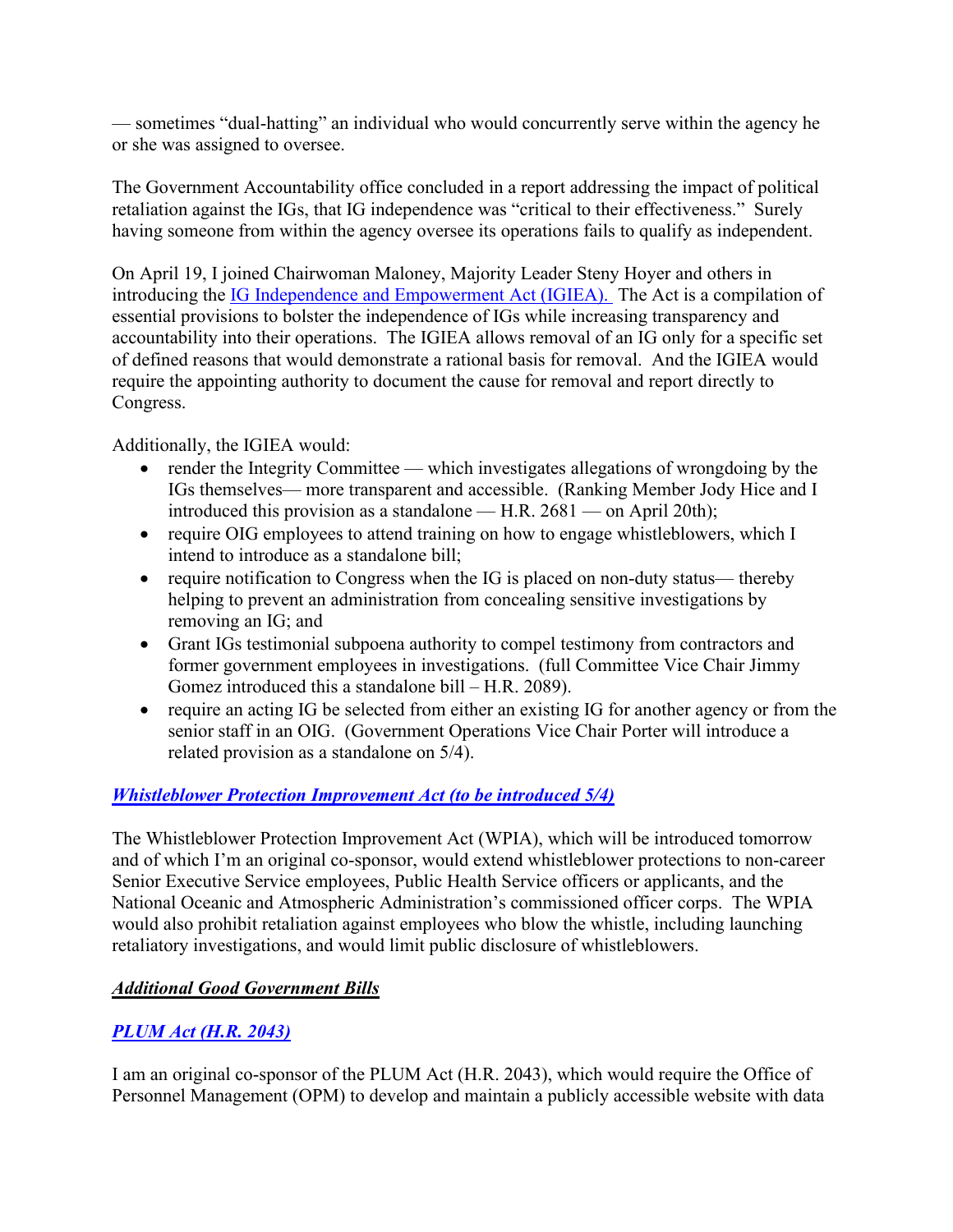— sometimes "dual-hatting" an individual who would concurrently serve within the agency he or she was assigned to oversee.

The Government Accountability office concluded in a report addressing the impact of political retaliation against the IGs, that IG independence was "critical to their effectiveness." Surely having someone from within the agency oversee its operations fails to qualify as independent.

On April 19, I joined Chairwoman Maloney, Majority Leader Steny Hoyer and others in introducing the [IG Independence and Empowerment Act (IGIEA).](#) The Act is a compilation of essential provisions to bolster the independence of IGs while increasing transparency and accountability into their operations. The IGIEA allows removal of an IG only for a specific set of defined reasons that would demonstrate a rational basis for removal. And the IGIEA would require the appointing authority to document the cause for removal and report directly to Congress.

Additionally, the IGIEA would:

- render the Integrity Committee — which investigates allegations of wrongdoing by the IGs themselves— more transparent and accessible. (Ranking Member Jody Hice and I introduced this provision as a standalone — H.R. 2681 — on April 20th);
- require OIG employees to attend training on how to engage whistleblowers, which I intend to introduce as a standalone bill;
- require notification to Congress when the IG is placed on non-duty status— thereby helping to prevent an administration from concealing sensitive investigations by removing an IG; and
- Grant IGs testimonial subpoena authority to compel testimony from contractors and former government employees in investigations. (full Committee Vice Chair Jimmy Gomez introduced this a standalone bill – H.R. 2089).
- require an acting IG be selected from either an existing IG for another agency or from the senior staff in an OIG. (Government Operations Vice Chair Porter will introduce a related provision as a standalone on 5/4).

***[Whistleblower Protection Improvement Act (to be introduced 5/4)](#)***

The Whistleblower Protection Improvement Act (WPIA), which will be introduced tomorrow and of which I'm an original co-sponsor, would extend whistleblower protections to non-career Senior Executive Service employees, Public Health Service officers or applicants, and the National Oceanic and Atmospheric Administration's commissioned officer corps. The WPIA would also prohibit retaliation against employees who blow the whistle, including launching retaliatory investigations, and would limit public disclosure of whistleblowers.

***Additional Good Government Bills***

***[PLUM Act (H.R. 2043)](#)***

I am an original co-sponsor of the PLUM Act (H.R. 2043), which would require the Office of Personnel Management (OPM) to develop and maintain a publicly accessible website with data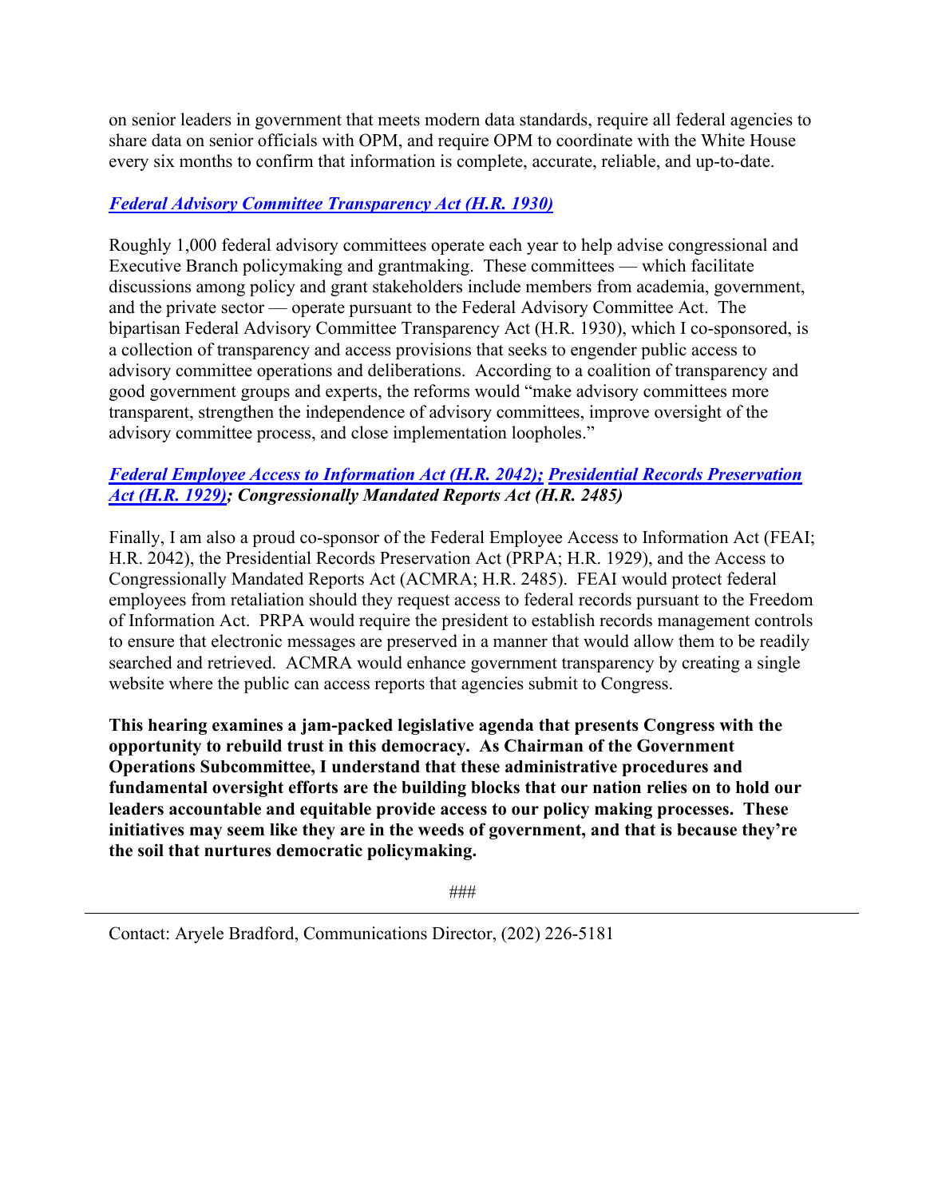on senior leaders in government that meets modern data standards, require all federal agencies to share data on senior officials with OPM, and require OPM to coordinate with the White House every six months to confirm that information is complete, accurate, reliable, and up-to-date.

***Federal Advisory Committee Transparency Act (H.R. 1930)***

Roughly 1,000 federal advisory committees operate each year to help advise congressional and Executive Branch policymaking and grantmaking. These committees — which facilitate discussions among policy and grant stakeholders include members from academia, government, and the private sector — operate pursuant to the Federal Advisory Committee Act. The bipartisan Federal Advisory Committee Transparency Act (H.R. 1930), which I co-sponsored, is a collection of transparency and access provisions that seeks to engender public access to advisory committee operations and deliberations. According to a coalition of transparency and good government groups and experts, the reforms would "make advisory committees more transparent, strengthen the independence of advisory committees, improve oversight of the advisory committee process, and close implementation loopholes."

***Federal Employee Access to Information Act (H.R. 2042); Presidential Records Preservation Act (H.R. 1929); Congressionally Mandated Reports Act (H.R. 2485)***

Finally, I am also a proud co-sponsor of the Federal Employee Access to Information Act (FEAI; H.R. 2042), the Presidential Records Preservation Act (PRPA; H.R. 1929), and the Access to Congressionally Mandated Reports Act (ACMRA; H.R. 2485). FEAI would protect federal employees from retaliation should they request access to federal records pursuant to the Freedom of Information Act. PRPA would require the president to establish records management controls to ensure that electronic messages are preserved in a manner that would allow them to be readily searched and retrieved. ACMRA would enhance government transparency by creating a single website where the public can access reports that agencies submit to Congress.

**This hearing examines a jam-packed legislative agenda that presents Congress with the opportunity to rebuild trust in this democracy. As Chairman of the Government Operations Subcommittee, I understand that these administrative procedures and fundamental oversight efforts are the building blocks that our nation relies on to hold our leaders accountable and equitable provide access to our policy making processes. These initiatives may seem like they are in the weeds of government, and that is because they're the soil that nurtures democratic policymaking.**

###

---

Contact: Aryele Bradford, Communications Director, (202) 226-5181